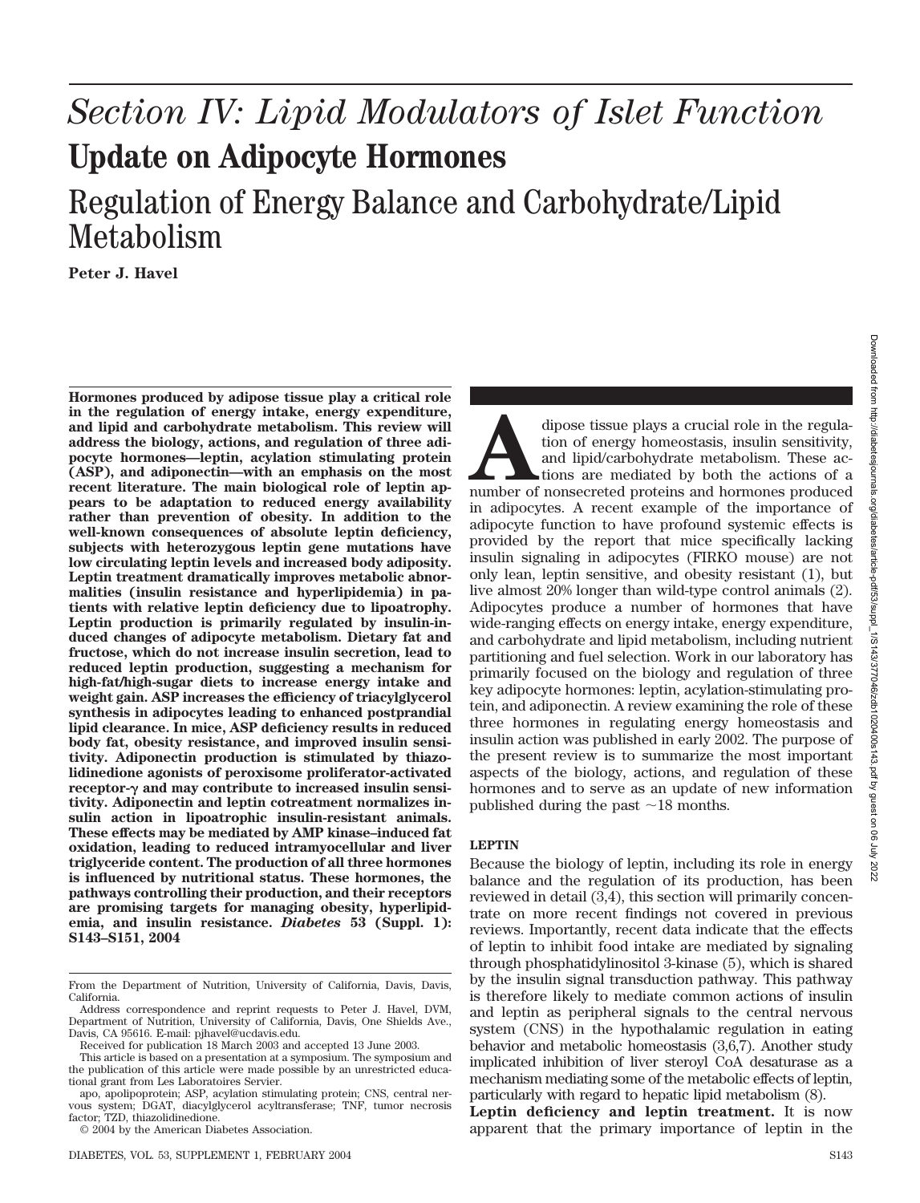# *Section IV: Lipid Modulators of Islet Function*

# Update on Adipocyte Hormones

## Regulation of Energy Balance and Carbohydrate/Lipid Metabolism

**Peter J. Havel**

**Hormones produced by adipose tissue play a critical role in the regulation of energy intake, energy expenditure, and lipid and carbohydrate metabolism. This review will address the biology, actions, and regulation of three adipocyte hormones—leptin, acylation stimulating protein (ASP), and adiponectin—with an emphasis on the most recent literature. The main biological role of leptin appears to be adaptation to reduced energy availability rather than prevention of obesity. In addition to the well-known consequences of absolute leptin deficiency, subjects with heterozygous leptin gene mutations have low circulating leptin levels and increased body adiposity. Leptin treatment dramatically improves metabolic abnormalities (insulin resistance and hyperlipidemia) in patients with relative leptin deficiency due to lipoatrophy. Leptin production is primarily regulated by insulin-induced changes of adipocyte metabolism. Dietary fat and fructose, which do not increase insulin secretion, lead to reduced leptin production, suggesting a mechanism for high-fat/high-sugar diets to increase energy intake and weight gain. ASP increases the efficiency of triacylglycerol synthesis in adipocytes leading to enhanced postprandial lipid clearance. In mice, ASP deficiency results in reduced body fat, obesity resistance, and improved insulin sensitivity. Adiponectin production is stimulated by thiazolidinedione agonists of peroxisome proliferator-activated receptor-γ and may contribute to increased insulin sensitivity. Adiponectin and leptin cotreatment normalizes insulin action in lipoatrophic insulin-resistant animals. These effects may be mediated by AMP kinase–induced fat oxidation, leading to reduced intramyocellular and liver triglyceride content. The production of all three hormones is influenced by nutritional status. These hormones, the pathways controlling their production, and their receptors are promising targets for managing obesity, hyperlipidemia, and insulin resistance.** ***Diabetes*** **53 (Suppl. 1): S143–S151, 2004**

From the Department of Nutrition, University of California, Davis, Davis, California.

Address correspondence and reprint requests to Peter J. Havel, DVM, Department of Nutrition, University of California, Davis, One Shields Ave., Davis, CA 95616. E-mail: pjhavel@ucdavis.edu.

Received for publication 18 March 2003 and accepted 13 June 2003.

This article is based on a presentation at a symposium. The symposium and the publication of this article were made possible by an unrestricted educational grant from Les Laboratoires Servier.

apo, apolipoprotein; ASP, acylation stimulating protein; CNS, central nervous system; DGAT, diacylglycerol acyltransferase; TNF, tumor necrosis factor; TZD, thiazolidinedione.

© 2004 by the American Diabetes Association.

Adipose tissue plays a crucial role in the regulation of energy homeostasis, insulin sensitivity, and lipid/carbohydrate metabolism. These actions are mediated by both the actions of a number of nonsecreted proteins and hormones produced in adipocytes. A recent example of the importance of adipocyte function to have profound systemic effects is provided by the report that mice specifically lacking insulin signaling in adipocytes (FIRKO mouse) are not only lean, leptin sensitive, and obesity resistant (1), but live almost 20% longer than wild-type control animals (2). Adipocytes produce a number of hormones that have wide-ranging effects on energy intake, energy expenditure, and carbohydrate and lipid metabolism, including nutrient partitioning and fuel selection. Work in our laboratory has primarily focused on the biology and regulation of three key adipocyte hormones: leptin, acylation-stimulating protein, and adiponectin. A review examining the role of these three hormones in regulating energy homeostasis and insulin action was published in early 2002. The purpose of the present review is to summarize the most important aspects of the biology, actions, and regulation of these hormones and to serve as an update of new information published during the past ~18 months.

### LEPTIN

Because the biology of leptin, including its role in energy balance and the regulation of its production, has been reviewed in detail (3,4), this section will primarily concentrate on more recent findings not covered in previous reviews. Importantly, recent data indicate that the effects of leptin to inhibit food intake are mediated by signaling through phosphatidylinositol 3-kinase (5), which is shared by the insulin signal transduction pathway. This pathway is therefore likely to mediate common actions of insulin and leptin as peripheral signals to the central nervous system (CNS) in the hypothalamic regulation in eating behavior and metabolic homeostasis (3,6,7). Another study implicated inhibition of liver steroyl CoA desaturase as a mechanism mediating some of the metabolic effects of leptin, particularly with regard to hepatic lipid metabolism (8).

**Leptin deficiency and leptin treatment.** It is now apparent that the primary importance of leptin in the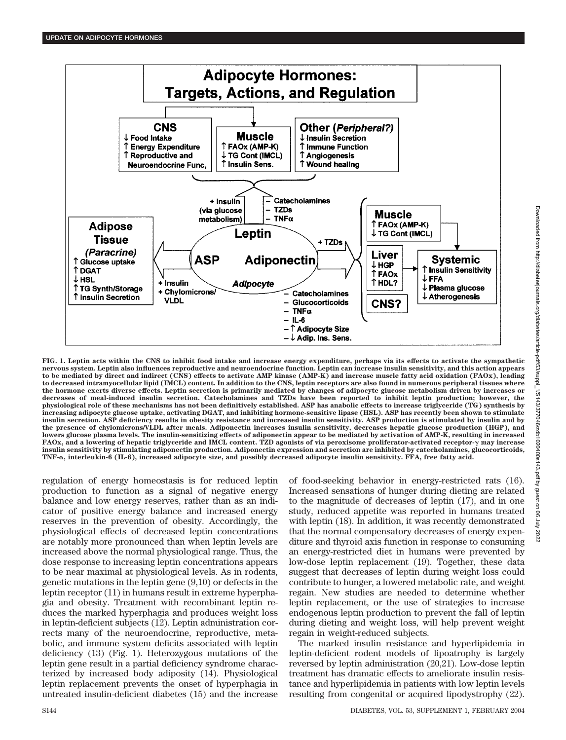Adipocyte Hormones: Targets, Actions, and Regulation

CNS
↓ Food Intake
↑ Energy Expenditure
↑ Reproductive and Neuroendocrine Func,

Muscle
↑ FAOx (AMP-K)
↓ TG Cont (IMCL)
↑ Insulin Sens.

Other (Peripheral?)
↓ Insulin Secretion
↑ Immune Function
↑ Angiogenesis
↑ Wound healing

+ Insulin (via glucose metabolism)
– Catecholamines
– TZDs
– TNFα

Leptin

Adipose Tissue (Paracrine)
↑ Glucose uptake
↑ DGAT
↓ HSL
↑ TG Synth/Storage
↑ Insulin Secretion

ASP
Adiponectin
Adipocyte

+ TZDs

+ Insulin
+ Chylomicrons/VLDL

– Catecholamines
– Glucocorticoids
– TNFα
– IL-6
– ↑ Adipocyte Size
– ↓ Adip. Ins. Sens.

Muscle
↑ FAOx (AMP-K)
↓ TG Cont (IMCL)

Liver
↓ HGP
↑ FAOx
↑ HDL?

CNS?

Systemic
↑ Insulin Sensitivity
↓ FFA
↓ Plasma glucose
↓ Atherogenesis

**FIG. 1. Leptin acts within the CNS to inhibit food intake and increase energy expenditure, perhaps via its effects to activate the sympathetic nervous system. Leptin also influences reproductive and neuroendocrine function. Leptin can increase insulin sensitivity, and this action appears to be mediated by direct and indirect (CNS) effects to activate AMP kinase (AMP-K) and increase muscle fatty acid oxidation (FAOx), leading to decreased intramyocellular lipid (IMCL) content. In addition to the CNS, leptin receptors are also found in numerous peripheral tissues where the hormone exerts diverse effects. Leptin secretion is primarily mediated by changes of adipocyte glucose metabolism driven by increases or decreases of meal-induced insulin secretion. Catecholamines and TZDs have been reported to inhibit leptin production; however, the physiological role of these mechanisms has not been definitively established. ASP has anabolic effects to increase triglyceride (TG) synthesis by increasing adipocyte glucose uptake, activating DGAT, and inhibiting hormone-sensitive lipase (HSL). ASP has recently been shown to stimulate insulin secretion. ASP deficiency results in obesity resistance and increased insulin sensitivity. ASP production is stimulated by insulin and by the presence of chylomicrons/VLDL after meals. Adiponectin increases insulin sensitivity, decreases hepatic glucose production (HGP), and lowers glucose plasma levels. The insulin-sensitizing effects of adiponectin appear to be mediated by activation of AMP-K, resulting in increased FAOx, and a lowering of hepatic triglyceride and IMCL content. TZD agonists of via peroxisome proliferator-activated receptor-γ may increase insulin sensitivity by stimulating adiponectin production. Adiponectin expression and secretion are inhibited by catecholamines, glucocorticoids, TNF-α, interleukin-6 (IL-6), increased adipocyte size, and possibly decreased adipocyte insulin sensitivity. FFA, free fatty acid.**

regulation of energy homeostasis is for reduced leptin production to function as a signal of negative energy balance and low energy reserves, rather than as an indicator of positive energy balance and increased energy reserves in the prevention of obesity. Accordingly, the physiological effects of decreased leptin concentrations are notably more pronounced than when leptin levels are increased above the normal physiological range. Thus, the dose response to increasing leptin concentrations appears to be near maximal at physiological levels. As in rodents, genetic mutations in the leptin gene (9,10) or defects in the leptin receptor (11) in humans result in extreme hyperphagia and obesity. Treatment with recombinant leptin reduces the marked hyperphagia and produces weight loss in leptin-deficient subjects (12). Leptin administration corrects many of the neuroendocrine, reproductive, metabolic, and immune system deficits associated with leptin deficiency (13) (Fig. 1). Heterozygous mutations of the leptin gene result in a partial deficiency syndrome characterized by increased body adiposity (14). Physiological leptin replacement prevents the onset of hyperphagia in untreated insulin-deficient diabetes (15) and the increase of food-seeking behavior in energy-restricted rats (16). Increased sensations of hunger during dieting are related to the magnitude of decreases of leptin (17), and in one study, reduced appetite was reported in humans treated with leptin (18). In addition, it was recently demonstrated that the normal compensatory decreases of energy expenditure and thyroid axis function in response to consuming an energy-restricted diet in humans were prevented by low-dose leptin replacement (19). Together, these data suggest that decreases of leptin during weight loss could contribute to hunger, a lowered metabolic rate, and weight regain. New studies are needed to determine whether leptin replacement, or the use of strategies to increase endogenous leptin production to prevent the fall of leptin during dieting and weight loss, will help prevent weight regain in weight-reduced subjects.

The marked insulin resistance and hyperlipidemia in leptin-deficient rodent models of lipoatrophy is largely reversed by leptin administration (20,21). Low-dose leptin treatment has dramatic effects to ameliorate insulin resistance and hyperlipidemia in patients with low leptin levels resulting from congenital or acquired lipodystrophy (22).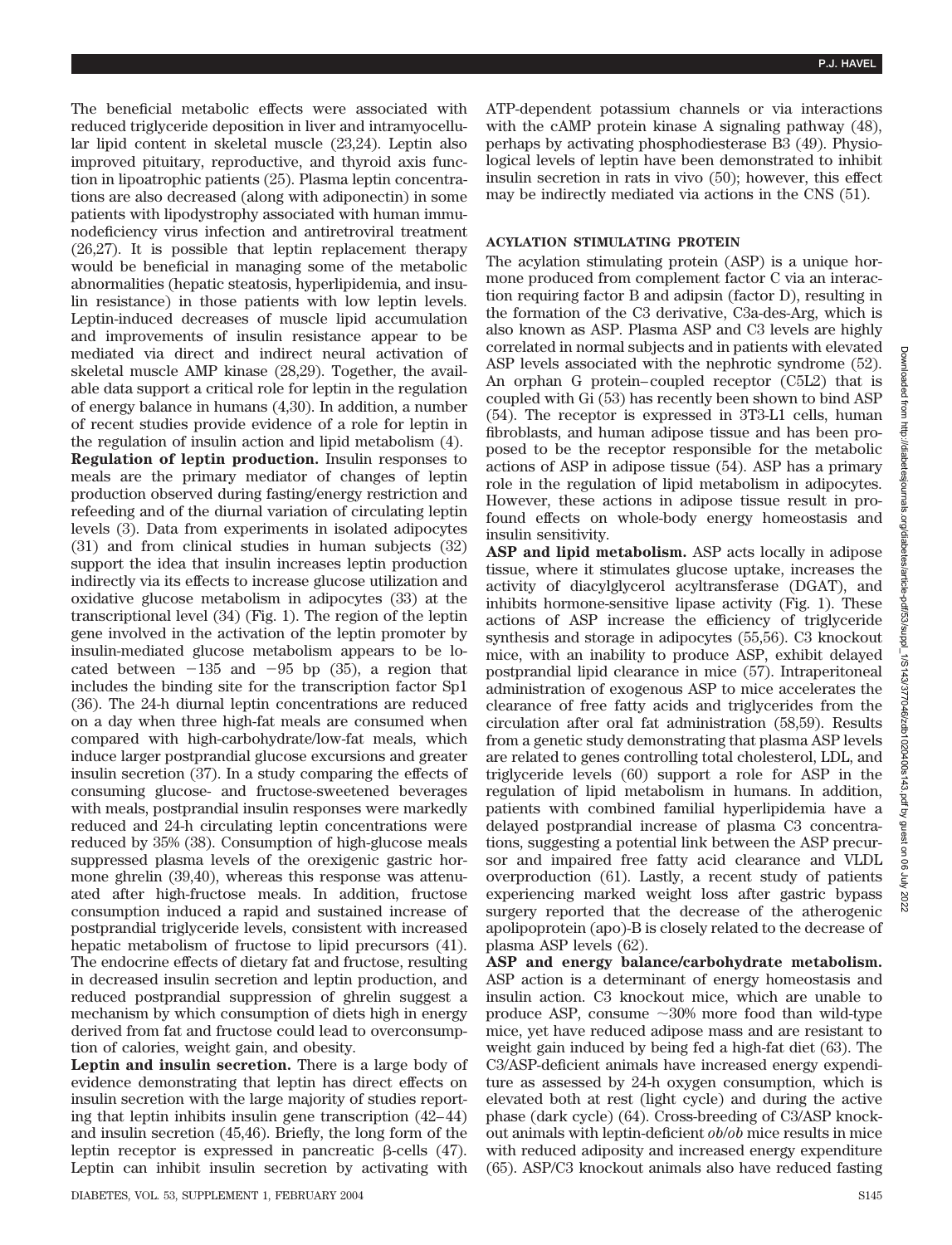The beneficial metabolic effects were associated with reduced triglyceride deposition in liver and intramyocellular lipid content in skeletal muscle (23,24). Leptin also improved pituitary, reproductive, and thyroid axis function in lipoatrophic patients (25). Plasma leptin concentrations are also decreased (along with adiponectin) in some patients with lipodystrophy associated with human immunodeficiency virus infection and antiretroviral treatment (26,27). It is possible that leptin replacement therapy would be beneficial in managing some of the metabolic abnormalities (hepatic steatosis, hyperlipidemia, and insulin resistance) in those patients with low leptin levels. Leptin-induced decreases of muscle lipid accumulation and improvements of insulin resistance appear to be mediated via direct and indirect neural activation of skeletal muscle AMP kinase (28,29). Together, the available data support a critical role for leptin in the regulation of energy balance in humans (4,30). In addition, a number of recent studies provide evidence of a role for leptin in the regulation of insulin action and lipid metabolism (4).

**Regulation of leptin production.** Insulin responses to meals are the primary mediator of changes of leptin production observed during fasting/energy restriction and refeeding and of the diurnal variation of circulating leptin levels (3). Data from experiments in isolated adipocytes (31) and from clinical studies in human subjects (32) support the idea that insulin increases leptin production indirectly via its effects to increase glucose utilization and oxidative glucose metabolism in adipocytes (33) at the transcriptional level (34) (Fig. 1). The region of the leptin gene involved in the activation of the leptin promoter by insulin-mediated glucose metabolism appears to be located between −135 and −95 bp (35), a region that includes the binding site for the transcription factor Sp1 (36). The 24-h diurnal leptin concentrations are reduced on a day when three high-fat meals are consumed when compared with high-carbohydrate/low-fat meals, which induce larger postprandial glucose excursions and greater insulin secretion (37). In a study comparing the effects of consuming glucose- and fructose-sweetened beverages with meals, postprandial insulin responses were markedly reduced and 24-h circulating leptin concentrations were reduced by 35% (38). Consumption of high-glucose meals suppressed plasma levels of the orexigenic gastric hormone ghrelin (39,40), whereas this response was attenuated after high-fructose meals. In addition, fructose consumption induced a rapid and sustained increase of postprandial triglyceride levels, consistent with increased hepatic metabolism of fructose to lipid precursors (41). The endocrine effects of dietary fat and fructose, resulting in decreased insulin secretion and leptin production, and reduced postprandial suppression of ghrelin suggest a mechanism by which consumption of diets high in energy derived from fat and fructose could lead to overconsumption of calories, weight gain, and obesity.

**Leptin and insulin secretion.** There is a large body of evidence demonstrating that leptin has direct effects on insulin secretion with the large majority of studies reporting that leptin inhibits insulin gene transcription (42–44) and insulin secretion (45,46). Briefly, the long form of the leptin receptor is expressed in pancreatic β-cells (47). Leptin can inhibit insulin secretion by activating with ATP-dependent potassium channels or via interactions with the cAMP protein kinase A signaling pathway (48), perhaps by activating phosphodiesterase B3 (49). Physiological levels of leptin have been demonstrated to inhibit insulin secretion in rats in vivo (50); however, this effect may be indirectly mediated via actions in the CNS (51).

## ACYLATION STIMULATING PROTEIN

The acylation stimulating protein (ASP) is a unique hormone produced from complement factor C via an interaction requiring factor B and adipsin (factor D), resulting in the formation of the C3 derivative, C3a-des-Arg, which is also known as ASP. Plasma ASP and C3 levels are highly correlated in normal subjects and in patients with elevated ASP levels associated with the nephrotic syndrome (52). An orphan G protein–coupled receptor (C5L2) that is coupled with Gi (53) has recently been shown to bind ASP (54). The receptor is expressed in 3T3-L1 cells, human fibroblasts, and human adipose tissue and has been proposed to be the receptor responsible for the metabolic actions of ASP in adipose tissue (54). ASP has a primary role in the regulation of lipid metabolism in adipocytes. However, these actions in adipose tissue result in profound effects on whole-body energy homeostasis and insulin sensitivity.

**ASP and lipid metabolism.** ASP acts locally in adipose tissue, where it stimulates glucose uptake, increases the activity of diacylglycerol acyltransferase (DGAT), and inhibits hormone-sensitive lipase activity (Fig. 1). These actions of ASP increase the efficiency of triglyceride synthesis and storage in adipocytes (55,56). C3 knockout mice, with an inability to produce ASP, exhibit delayed postprandial lipid clearance in mice (57). Intraperitoneal administration of exogenous ASP to mice accelerates the clearance of free fatty acids and triglycerides from the circulation after oral fat administration (58,59). Results from a genetic study demonstrating that plasma ASP levels are related to genes controlling total cholesterol, LDL, and triglyceride levels (60) support a role for ASP in the regulation of lipid metabolism in humans. In addition, patients with combined familial hyperlipidemia have a delayed postprandial increase of plasma C3 concentrations, suggesting a potential link between the ASP precursor and impaired free fatty acid clearance and VLDL overproduction (61). Lastly, a recent study of patients experiencing marked weight loss after gastric bypass surgery reported that the decrease of the atherogenic apolipoprotein (apo)-B is closely related to the decrease of plasma ASP levels (62).

**ASP and energy balance/carbohydrate metabolism.** ASP action is a determinant of energy homeostasis and insulin action. C3 knockout mice, which are unable to produce ASP, consume ~30% more food than wild-type mice, yet have reduced adipose mass and are resistant to weight gain induced by being fed a high-fat diet (63). The C3/ASP-deficient animals have increased energy expenditure as assessed by 24-h oxygen consumption, which is elevated both at rest (light cycle) and during the active phase (dark cycle) (64). Cross-breeding of C3/ASP knockout animals with leptin-deficient *ob/ob* mice results in mice with reduced adiposity and increased energy expenditure (65). ASP/C3 knockout animals also have reduced fasting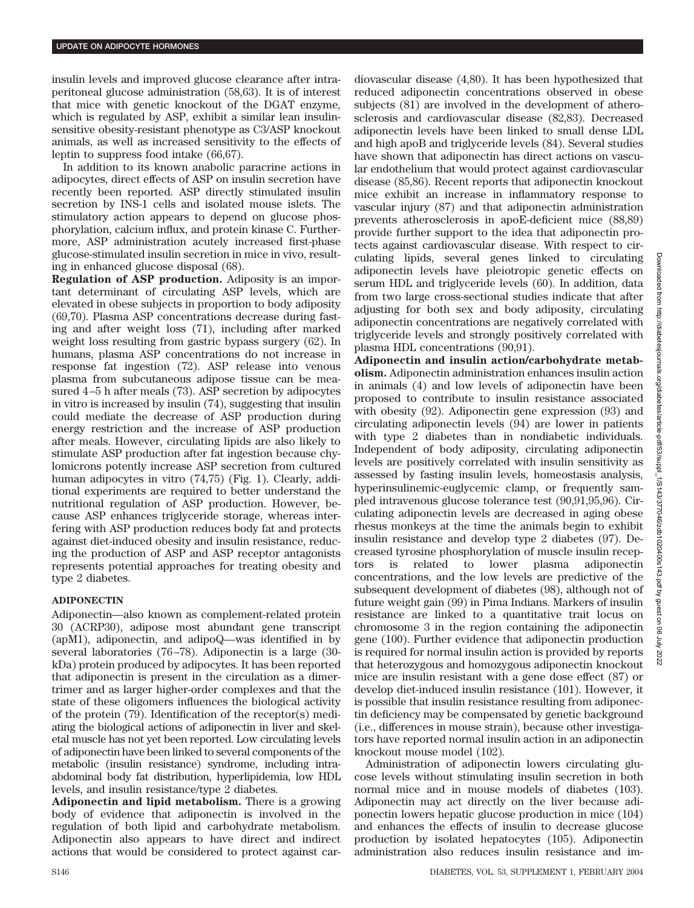insulin levels and improved glucose clearance after intraperitoneal glucose administration (58,63). It is of interest that mice with genetic knockout of the DGAT enzyme, which is regulated by ASP, exhibit a similar lean insulin-sensitive obesity-resistant phenotype as C3/ASP knockout animals, as well as increased sensitivity to the effects of leptin to suppress food intake (66,67).

In addition to its known anabolic paracrine actions in adipocytes, direct effects of ASP on insulin secretion have recently been reported. ASP directly stimulated insulin secretion by INS-1 cells and isolated mouse islets. The stimulatory action appears to depend on glucose phosphorylation, calcium influx, and protein kinase C. Furthermore, ASP administration acutely increased first-phase glucose-stimulated insulin secretion in mice in vivo, resulting in enhanced glucose disposal (68).

**Regulation of ASP production.** Adiposity is an important determinant of circulating ASP levels, which are elevated in obese subjects in proportion to body adiposity (69,70). Plasma ASP concentrations decrease during fasting and after weight loss (71), including after marked weight loss resulting from gastric bypass surgery (62). In humans, plasma ASP concentrations do not increase in response fat ingestion (72). ASP release into venous plasma from subcutaneous adipose tissue can be measured 4–5 h after meals (73). ASP secretion by adipocytes in vitro is increased by insulin (74), suggesting that insulin could mediate the decrease of ASP production during energy restriction and the increase of ASP production after meals. However, circulating lipids are also likely to stimulate ASP production after fat ingestion because chylomicrons potently increase ASP secretion from cultured human adipocytes in vitro (74,75) (Fig. 1). Clearly, additional experiments are required to better understand the nutritional regulation of ASP production. However, because ASP enhances triglyceride storage, whereas interfering with ASP production reduces body fat and protects against diet-induced obesity and insulin resistance, reducing the production of ASP and ASP receptor antagonists represents potential approaches for treating obesity and type 2 diabetes.

## ADIPONECTIN

Adiponectin—also known as complement-related protein 30 (ACRP30), adipose most abundant gene transcript (apM1), adiponectin, and adipoQ—was identified in by several laboratories (76–78). Adiponectin is a large (30-kDa) protein produced by adipocytes. It has been reported that adiponectin is present in the circulation as a dimer-trimer and as larger higher-order complexes and that the state of these oligomers influences the biological activity of the protein (79). Identification of the receptor(s) mediating the biological actions of adiponectin in liver and skeletal muscle has not yet been reported. Low circulating levels of adiponectin have been linked to several components of the metabolic (insulin resistance) syndrome, including intra-abdominal body fat distribution, hyperlipidemia, low HDL levels, and insulin resistance/type 2 diabetes.

**Adiponectin and lipid metabolism.** There is a growing body of evidence that adiponectin is involved in the regulation of both lipid and carbohydrate metabolism. Adiponectin also appears to have direct and indirect actions that would be considered to protect against cardiovascular disease (4,80). It has been hypothesized that reduced adiponectin concentrations observed in obese subjects (81) are involved in the development of atherosclerosis and cardiovascular disease (82,83). Decreased adiponectin levels have been linked to small dense LDL and high apoB and triglyceride levels (84). Several studies have shown that adiponectin has direct actions on vascular endothelium that would protect against cardiovascular disease (85,86). Recent reports that adiponectin knockout mice exhibit an increase in inflammatory response to vascular injury (87) and that adiponectin administration prevents atherosclerosis in apoE-deficient mice (88,89) provide further support to the idea that adiponectin protects against cardiovascular disease. With respect to circulating lipids, several genes linked to circulating adiponectin levels have pleiotropic genetic effects on serum HDL and triglyceride levels (60). In addition, data from two large cross-sectional studies indicate that after adjusting for both sex and body adiposity, circulating adiponectin concentrations are negatively correlated with triglyceride levels and strongly positively correlated with plasma HDL concentrations (90,91).

**Adiponectin and insulin action/carbohydrate metabolism.** Adiponectin administration enhances insulin action in animals (4) and low levels of adiponectin have been proposed to contribute to insulin resistance associated with obesity (92). Adiponectin gene expression (93) and circulating adiponectin levels (94) are lower in patients with type 2 diabetes than in nondiabetic individuals. Independent of body adiposity, circulating adiponectin levels are positively correlated with insulin sensitivity as assessed by fasting insulin levels, homeostasis analysis, hyperinsulinemic-euglycemic clamp, or frequently sampled intravenous glucose tolerance test (90,91,95,96). Circulating adiponectin levels are decreased in aging obese rhesus monkeys at the time the animals begin to exhibit insulin resistance and develop type 2 diabetes (97). Decreased tyrosine phosphorylation of muscle insulin receptors is related to lower plasma adiponectin concentrations, and the low levels are predictive of the subsequent development of diabetes (98), although not of future weight gain (99) in Pima Indians. Markers of insulin resistance are linked to a quantitative trait locus on chromosome 3 in the region containing the adiponectin gene (100). Further evidence that adiponectin production is required for normal insulin action is provided by reports that heterozygous and homozygous adiponectin knockout mice are insulin resistant with a gene dose effect (87) or develop diet-induced insulin resistance (101). However, it is possible that insulin resistance resulting from adiponectin deficiency may be compensated by genetic background (i.e., differences in mouse strain), because other investigators have reported normal insulin action in an adiponectin knockout mouse model (102).

Administration of adiponectin lowers circulating glucose levels without stimulating insulin secretion in both normal mice and in mouse models of diabetes (103). Adiponectin may act directly on the liver because adiponectin lowers hepatic glucose production in mice (104) and enhances the effects of insulin to decrease glucose production by isolated hepatocytes (105). Adiponectin administration also reduces insulin resistance and im-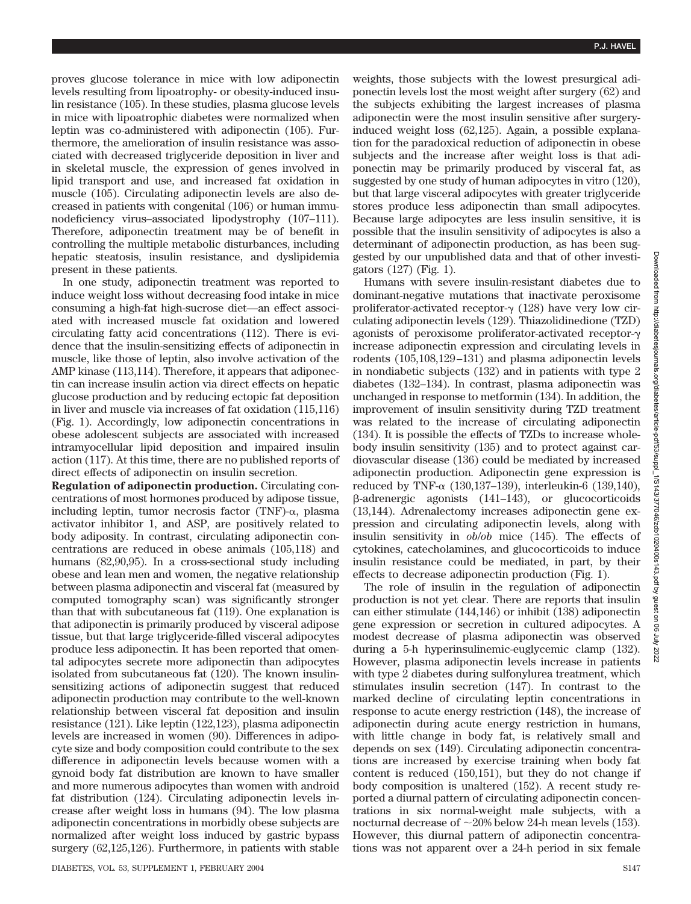proves glucose tolerance in mice with low adiponectin levels resulting from lipoatrophy- or obesity-induced insulin resistance (105). In these studies, plasma glucose levels in mice with lipoatrophic diabetes were normalized when leptin was co-administered with adiponectin (105). Furthermore, the amelioration of insulin resistance was associated with decreased triglyceride deposition in liver and in skeletal muscle, the expression of genes involved in lipid transport and use, and increased fat oxidation in muscle (105). Circulating adiponectin levels are also decreased in patients with congenital (106) or human immunodeficiency virus–associated lipodystrophy (107–111). Therefore, adiponectin treatment may be of benefit in controlling the multiple metabolic disturbances, including hepatic steatosis, insulin resistance, and dyslipidemia present in these patients.

In one study, adiponectin treatment was reported to induce weight loss without decreasing food intake in mice consuming a high-fat high-sucrose diet—an effect associated with increased muscle fat oxidation and lowered circulating fatty acid concentrations (112). There is evidence that the insulin-sensitizing effects of adiponectin in muscle, like those of leptin, also involve activation of the AMP kinase (113,114). Therefore, it appears that adiponectin can increase insulin action via direct effects on hepatic glucose production and by reducing ectopic fat deposition in liver and muscle via increases of fat oxidation (115,116) (Fig. 1). Accordingly, low adiponectin concentrations in obese adolescent subjects are associated with increased intramyocellular lipid deposition and impaired insulin action (117). At this time, there are no published reports of direct effects of adiponectin on insulin secretion.

**Regulation of adiponectin production.** Circulating concentrations of most hormones produced by adipose tissue, including leptin, tumor necrosis factor (TNF)-α, plasma activator inhibitor 1, and ASP, are positively related to body adiposity. In contrast, circulating adiponectin concentrations are reduced in obese animals (105,118) and humans (82,90,95). In a cross-sectional study including obese and lean men and women, the negative relationship between plasma adiponectin and visceral fat (measured by computed tomography scan) was significantly stronger than that with subcutaneous fat (119). One explanation is that adiponectin is primarily produced by visceral adipose tissue, but that large triglyceride-filled visceral adipocytes produce less adiponectin. It has been reported that omental adipocytes secrete more adiponectin than adipocytes isolated from subcutaneous fat (120). The known insulin-sensitizing actions of adiponectin suggest that reduced adiponectin production may contribute to the well-known relationship between visceral fat deposition and insulin resistance (121). Like leptin (122,123), plasma adiponectin levels are increased in women (90). Differences in adipocyte size and body composition could contribute to the sex difference in adiponectin levels because women with a gynoid body fat distribution are known to have smaller and more numerous adipocytes than women with android fat distribution (124). Circulating adiponectin levels increase after weight loss in humans (94). The low plasma adiponectin concentrations in morbidly obese subjects are normalized after weight loss induced by gastric bypass surgery (62,125,126). Furthermore, in patients with stable weights, those subjects with the lowest presurgical adiponectin levels lost the most weight after surgery (62) and the subjects exhibiting the largest increases of plasma adiponectin were the most insulin sensitive after surgery-induced weight loss (62,125). Again, a possible explanation for the paradoxical reduction of adiponectin in obese subjects and the increase after weight loss is that adiponectin may be primarily produced by visceral fat, as suggested by one study of human adipocytes in vitro (120), but that large visceral adipocytes with greater triglyceride stores produce less adiponectin than small adipocytes. Because large adipocytes are less insulin sensitive, it is possible that the insulin sensitivity of adipocytes is also a determinant of adiponectin production, as has been suggested by our unpublished data and that of other investigators (127) (Fig. 1).

Humans with severe insulin-resistant diabetes due to dominant-negative mutations that inactivate peroxisome proliferator-activated receptor-γ (128) have very low circulating adiponectin levels (129). Thiazolidinedione (TZD) agonists of peroxisome proliferator-activated receptor-γ increase adiponectin expression and circulating levels in rodents (105,108,129–131) and plasma adiponectin levels in nondiabetic subjects (132) and in patients with type 2 diabetes (132–134). In contrast, plasma adiponectin was unchanged in response to metformin (134). In addition, the improvement of insulin sensitivity during TZD treatment was related to the increase of circulating adiponectin (134). It is possible the effects of TZDs to increase whole-body insulin sensitivity (135) and to protect against cardiovascular disease (136) could be mediated by increased adiponectin production. Adiponectin gene expression is reduced by TNF-α (130,137–139), interleukin-6 (139,140), β-adrenergic agonists (141–143), or glucocorticoids (13,144). Adrenalectomy increases adiponectin gene expression and circulating adiponectin levels, along with insulin sensitivity in *ob/ob* mice (145). The effects of cytokines, catecholamines, and glucocorticoids to induce insulin resistance could be mediated, in part, by their effects to decrease adiponectin production (Fig. 1).

The role of insulin in the regulation of adiponectin production is not yet clear. There are reports that insulin can either stimulate (144,146) or inhibit (138) adiponectin gene expression or secretion in cultured adipocytes. A modest decrease of plasma adiponectin was observed during a 5-h hyperinsulinemic-euglycemic clamp (132). However, plasma adiponectin levels increase in patients with type 2 diabetes during sulfonylurea treatment, which stimulates insulin secretion (147). In contrast to the marked decline of circulating leptin concentrations in response to acute energy restriction (148), the increase of adiponectin during acute energy restriction in humans, with little change in body fat, is relatively small and depends on sex (149). Circulating adiponectin concentrations are increased by exercise training when body fat content is reduced (150,151), but they do not change if body composition is unaltered (152). A recent study reported a diurnal pattern of circulating adiponectin concentrations in six normal-weight male subjects, with a nocturnal decrease of ~20% below 24-h mean levels (153). However, this diurnal pattern of adiponectin concentrations was not apparent over a 24-h period in six female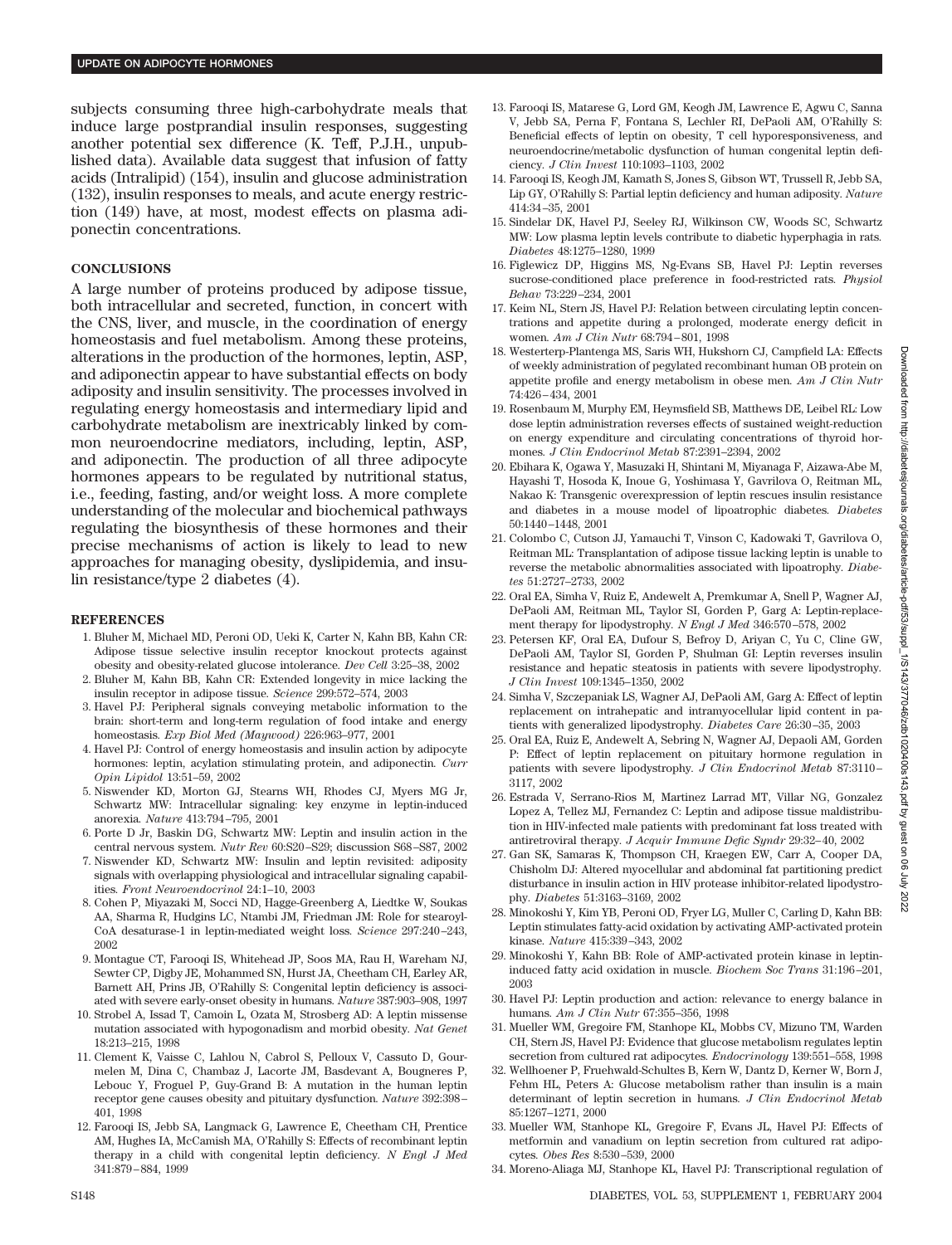subjects consuming three high-carbohydrate meals that induce large postprandial insulin responses, suggesting another potential sex difference (K. Teff, P.J.H., unpublished data). Available data suggest that infusion of fatty acids (Intralipid) (154), insulin and glucose administration (132), insulin responses to meals, and acute energy restriction (149) have, at most, modest effects on plasma adiponectin concentrations.

## CONCLUSIONS

A large number of proteins produced by adipose tissue, both intracellular and secreted, function, in concert with the CNS, liver, and muscle, in the coordination of energy homeostasis and fuel metabolism. Among these proteins, alterations in the production of the hormones, leptin, ASP, and adiponectin appear to have substantial effects on body adiposity and insulin sensitivity. The processes involved in regulating energy homeostasis and intermediary lipid and carbohydrate metabolism are inextricably linked by common neuroendocrine mediators, including, leptin, ASP, and adiponectin. The production of all three adipocyte hormones appears to be regulated by nutritional status, i.e., feeding, fasting, and/or weight loss. A more complete understanding of the molecular and biochemical pathways regulating the biosynthesis of these hormones and their precise mechanisms of action is likely to lead to new approaches for managing obesity, dyslipidemia, and insulin resistance/type 2 diabetes (4).

## REFERENCES

1. Bluher M, Michael MD, Peroni OD, Ueki K, Carter N, Kahn BB, Kahn CR: Adipose tissue selective insulin receptor knockout protects against obesity and obesity-related glucose intolerance. *Dev Cell* 3:25–38, 2002
2. Bluher M, Kahn BB, Kahn CR: Extended longevity in mice lacking the insulin receptor in adipose tissue. *Science* 299:572–574, 2003
3. Havel PJ: Peripheral signals conveying metabolic information to the brain: short-term and long-term regulation of food intake and energy homeostasis. *Exp Biol Med (Maywood)* 226:963–977, 2001
4. Havel PJ: Control of energy homeostasis and insulin action by adipocyte hormones: leptin, acylation stimulating protein, and adiponectin. *Curr Opin Lipidol* 13:51–59, 2002
5. Niswender KD, Morton GJ, Stearns WH, Rhodes CJ, Myers MG Jr, Schwartz MW: Intracellular signaling: key enzyme in leptin-induced anorexia. *Nature* 413:794–795, 2001
6. Porte D Jr, Baskin DG, Schwartz MW: Leptin and insulin action in the central nervous system. *Nutr Rev* 60:S20–S29; discussion S68–S87, 2002
7. Niswender KD, Schwartz MW: Insulin and leptin revisited: adiposity signals with overlapping physiological and intracellular signaling capabilities. *Front Neuroendocrinol* 24:1–10, 2003
8. Cohen P, Miyazaki M, Socci ND, Hagge-Greenberg A, Liedtke W, Soukas AA, Sharma R, Hudgins LC, Ntambi JM, Friedman JM: Role for stearoyl-CoA desaturase-1 in leptin-mediated weight loss. *Science* 297:240–243, 2002
9. Montague CT, Farooqi IS, Whitehead JP, Soos MA, Rau H, Wareham NJ, Sewter CP, Digby JE, Mohammed SN, Hurst JA, Cheetham CH, Earley AR, Barnett AH, Prins JB, O'Rahilly S: Congenital leptin deficiency is associated with severe early-onset obesity in humans. *Nature* 387:903–908, 1997
10. Strobel A, Issad T, Camoin L, Ozata M, Strosberg AD: A leptin missense mutation associated with hypogonadism and morbid obesity. *Nat Genet* 18:213–215, 1998
11. Clement K, Vaisse C, Lahlou N, Cabrol S, Pelloux V, Cassuto D, Gourmelen M, Dina C, Chambaz J, Lacorte JM, Basdevant A, Bougneres P, Lebouc Y, Froguel P, Guy-Grand B: A mutation in the human leptin receptor gene causes obesity and pituitary dysfunction. *Nature* 392:398–401, 1998
12. Farooqi IS, Jebb SA, Langmack G, Lawrence E, Cheetham CH, Prentice AM, Hughes IA, McCamish MA, O'Rahilly S: Effects of recombinant leptin therapy in a child with congenital leptin deficiency. *N Engl J Med* 341:879–884, 1999
13. Farooqi IS, Matarese G, Lord GM, Keogh JM, Lawrence E, Agwu C, Sanna V, Jebb SA, Perna F, Fontana S, Lechler RI, DePaoli AM, O'Rahilly S: Beneficial effects of leptin on obesity, T cell hyporesponsiveness, and neuroendocrine/metabolic dysfunction of human congenital leptin deficiency. *J Clin Invest* 110:1093–1103, 2002
14. Farooqi IS, Keogh JM, Kamath S, Jones S, Gibson WT, Trussell R, Jebb SA, Lip GY, O'Rahilly S: Partial leptin deficiency and human adiposity. *Nature* 414:34–35, 2001
15. Sindelar DK, Havel PJ, Seeley RJ, Wilkinson CW, Woods SC, Schwartz MW: Low plasma leptin levels contribute to diabetic hyperphagia in rats. *Diabetes* 48:1275–1280, 1999
16. Figlewicz DP, Higgins MS, Ng-Evans SB, Havel PJ: Leptin reverses sucrose-conditioned place preference in food-restricted rats. *Physiol Behav* 73:229–234, 2001
17. Keim NL, Stern JS, Havel PJ: Relation between circulating leptin concentrations and appetite during a prolonged, moderate energy deficit in women. *Am J Clin Nutr* 68:794–801, 1998
18. Westerterp-Plantenga MS, Saris WH, Hukshorn CJ, Campfield LA: Effects of weekly administration of pegylated recombinant human OB protein on appetite profile and energy metabolism in obese men. *Am J Clin Nutr* 74:426–434, 2001
19. Rosenbaum M, Murphy EM, Heymsfield SB, Matthews DE, Leibel RL: Low dose leptin administration reverses effects of sustained weight-reduction on energy expenditure and circulating concentrations of thyroid hormones. *J Clin Endocrinol Metab* 87:2391–2394, 2002
20. Ebihara K, Ogawa Y, Masuzaki H, Shintani M, Miyanaga F, Aizawa-Abe M, Hayashi T, Hosoda K, Inoue G, Yoshimasa Y, Gavrilova O, Reitman ML, Nakao K: Transgenic overexpression of leptin rescues insulin resistance and diabetes in a mouse model of lipoatrophic diabetes. *Diabetes* 50:1440–1448, 2001
21. Colombo C, Cutson JJ, Yamauchi T, Vinson C, Kadowaki T, Gavrilova O, Reitman ML: Transplantation of adipose tissue lacking leptin is unable to reverse the metabolic abnormalities associated with lipoatrophy. *Diabetes* 51:2727–2733, 2002
22. Oral EA, Simha V, Ruiz E, Andewelt A, Premkumar A, Snell P, Wagner AJ, DePaoli AM, Reitman ML, Taylor SI, Gorden P, Garg A: Leptin-replacement therapy for lipodystrophy. *N Engl J Med* 346:570–578, 2002
23. Petersen KF, Oral EA, Dufour S, Befroy D, Ariyan C, Yu C, Cline GW, DePaoli AM, Taylor SI, Gorden P, Shulman GI: Leptin reverses insulin resistance and hepatic steatosis in patients with severe lipodystrophy. *J Clin Invest* 109:1345–1350, 2002
24. Simha V, Szczepaniak LS, Wagner AJ, DePaoli AM, Garg A: Effect of leptin replacement on intrahepatic and intramyocellular lipid content in patients with generalized lipodystrophy. *Diabetes Care* 26:30–35, 2003
25. Oral EA, Ruiz E, Andewelt A, Sebring N, Wagner AJ, Depaoli AM, Gorden P: Effect of leptin replacement on pituitary hormone regulation in patients with severe lipodystrophy. *J Clin Endocrinol Metab* 87:3110–3117, 2002
26. Estrada V, Serrano-Rios M, Martinez Larrad MT, Villar NG, Gonzalez Lopez A, Tellez MJ, Fernandez C: Leptin and adipose tissue maldistribution in HIV-infected male patients with predominant fat loss treated with antiretroviral therapy. *J Acquir Immune Defic Syndr* 29:32–40, 2002
27. Gan SK, Samaras K, Thompson CH, Kraegen EW, Carr A, Cooper DA, Chisholm DJ: Altered myocellular and abdominal fat partitioning predict disturbance in insulin action in HIV protease inhibitor-related lipodystrophy. *Diabetes* 51:3163–3169, 2002
28. Minokoshi Y, Kim YB, Peroni OD, Fryer LG, Muller C, Carling D, Kahn BB: Leptin stimulates fatty-acid oxidation by activating AMP-activated protein kinase. *Nature* 415:339–343, 2002
29. Minokoshi Y, Kahn BB: Role of AMP-activated protein kinase in leptin-induced fatty acid oxidation in muscle. *Biochem Soc Trans* 31:196–201, 2003
30. Havel PJ: Leptin production and action: relevance to energy balance in humans. *Am J Clin Nutr* 67:355–356, 1998
31. Mueller WM, Gregoire FM, Stanhope KL, Mobbs CV, Mizuno TM, Warden CH, Stern JS, Havel PJ: Evidence that glucose metabolism regulates leptin secretion from cultured rat adipocytes. *Endocrinology* 139:551–558, 1998
32. Wellhoener P, Fruehwald-Schultes B, Kern W, Dantz D, Kerner W, Born J, Fehm HL, Peters A: Glucose metabolism rather than insulin is a main determinant of leptin secretion in humans. *J Clin Endocrinol Metab* 85:1267–1271, 2000
33. Mueller WM, Stanhope KL, Gregoire F, Evans JL, Havel PJ: Effects of metformin and vanadium on leptin secretion from cultured rat adipocytes. *Obes Res* 8:530–539, 2000
34. Moreno-Aliaga MJ, Stanhope KL, Havel PJ: Transcriptional regulation of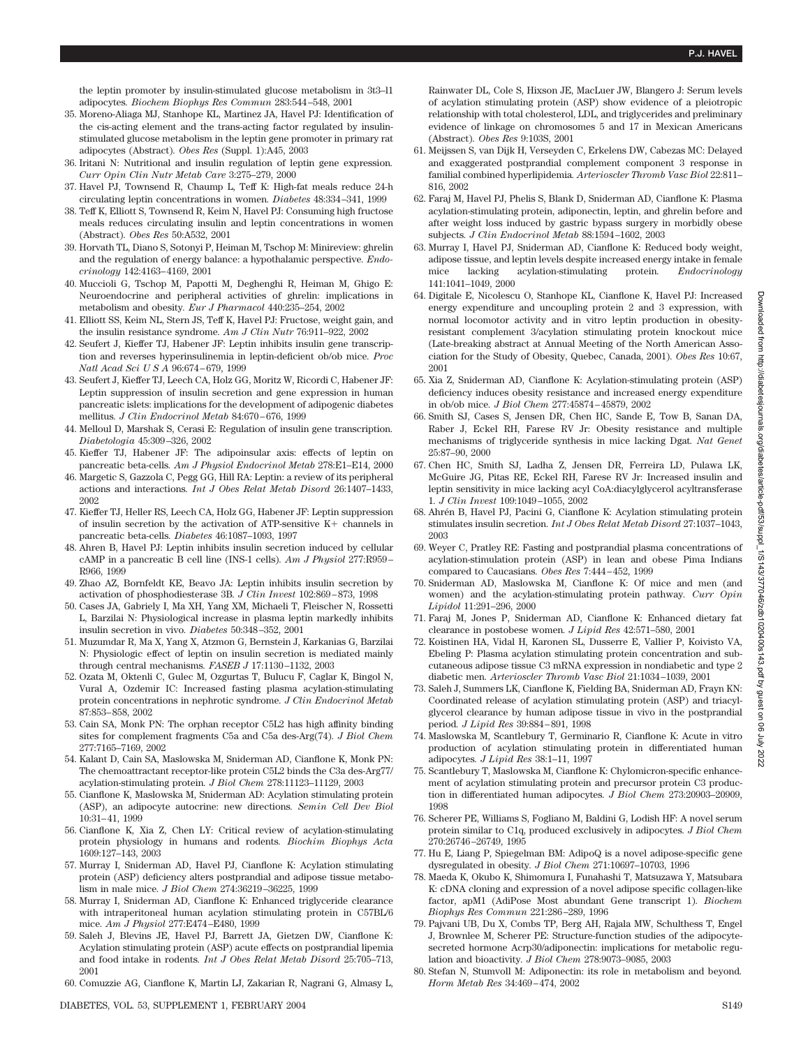the leptin promoter by insulin-stimulated glucose metabolism in 3t3–l1 adipocytes. *Biochem Biophys Res Commun* 283:544–548, 2001

35. Moreno-Aliaga MJ, Stanhope KL, Martinez JA, Havel PJ: Identification of the cis-acting element and the trans-acting factor regulated by insulin-stimulated glucose metabolism in the leptin gene promoter in primary rat adipocytes (Abstract). *Obes Res* (Suppl. 1):A45, 2003
36. Iritani N: Nutritional and insulin regulation of leptin gene expression. *Curr Opin Clin Nutr Metab Care* 3:275–279, 2000
37. Havel PJ, Townsend R, Chaump L, Teff K: High-fat meals reduce 24-h circulating leptin concentrations in women. *Diabetes* 48:334–341, 1999
38. Teff K, Elliott S, Townsend R, Keim N, Havel PJ: Consuming high fructose meals reduces circulating insulin and leptin concentrations in women (Abstract). *Obes Res* 50:A532, 2001
39. Horvath TL, Diano S, Sotonyi P, Heiman M, Tschop M: Minireview: ghrelin and the regulation of energy balance: a hypothalamic perspective. *Endocrinology* 142:4163–4169, 2001
40. Muccioli G, Tschop M, Papotti M, Deghenghi R, Heiman M, Ghigo E: Neuroendocrine and peripheral activities of ghrelin: implications in metabolism and obesity. *Eur J Pharmacol* 440:235–254, 2002
41. Elliott SS, Keim NL, Stern JS, Teff K, Havel PJ: Fructose, weight gain, and the insulin resistance syndrome. *Am J Clin Nutr* 76:911–922, 2002
42. Seufert J, Kieffer TJ, Habener JF: Leptin inhibits insulin gene transcription and reverses hyperinsulinemia in leptin-deficient ob/ob mice. *Proc Natl Acad Sci U S A* 96:674–679, 1999
43. Seufert J, Kieffer TJ, Leech CA, Holz GG, Moritz W, Ricordi C, Habener JF: Leptin suppression of insulin secretion and gene expression in human pancreatic islets: implications for the development of adipogenic diabetes mellitus. *J Clin Endocrinol Metab* 84:670–676, 1999
44. Melloul D, Marshak S, Cerasi E: Regulation of insulin gene transcription. *Diabetologia* 45:309–326, 2002
45. Kieffer TJ, Habener JF: The adipoinsular axis: effects of leptin on pancreatic beta-cells. *Am J Physiol Endocrinol Metab* 278:E1–E14, 2000
46. Margetic S, Gazzola C, Pegg GG, Hill RA: Leptin: a review of its peripheral actions and interactions. *Int J Obes Relat Metab Disord* 26:1407–1433, 2002
47. Kieffer TJ, Heller RS, Leech CA, Holz GG, Habener JF: Leptin suppression of insulin secretion by the activation of ATP-sensitive K+ channels in pancreatic beta-cells. *Diabetes* 46:1087–1093, 1997
48. Ahren B, Havel PJ: Leptin inhibits insulin secretion induced by cellular cAMP in a pancreatic B cell line (INS-1 cells). *Am J Physiol* 277:R959–R966, 1999
49. Zhao AZ, Bornfeldt KE, Beavo JA: Leptin inhibits insulin secretion by activation of phosphodiesterase 3B. *J Clin Invest* 102:869–873, 1998
50. Cases JA, Gabriely I, Ma XH, Yang XM, Michaeli T, Fleischer N, Rossetti L, Barzilai N: Physiological increase in plasma leptin markedly inhibits insulin secretion in vivo. *Diabetes* 50:348–352, 2001
51. Muzumdar R, Ma X, Yang X, Atzmon G, Bernstein J, Karkanias G, Barzilai N: Physiologic effect of leptin on insulin secretion is mediated mainly through central mechanisms. *FASEB J* 17:1130–1132, 2003
52. Ozata M, Oktenli C, Gulec M, Ozgurtas T, Bulucu F, Caglar K, Bingol N, Vural A, Ozdemir IC: Increased fasting plasma acylation-stimulating protein concentrations in nephrotic syndrome. *J Clin Endocrinol Metab* 87:853–858, 2002
53. Cain SA, Monk PN: The orphan receptor C5L2 has high affinity binding sites for complement fragments C5a and C5a des-Arg(74). *J Biol Chem* 277:7165–7169, 2002
54. Kalant D, Cain SA, Maslowska M, Sniderman AD, Cianflone K, Monk PN: The chemoattractant receptor-like protein C5L2 binds the C3a des-Arg77/acylation-stimulating protein. *J Biol Chem* 278:11123–11129, 2003
55. Cianflone K, Maslowska M, Sniderman AD: Acylation stimulating protein (ASP), an adipocyte autocrine: new directions. *Semin Cell Dev Biol* 10:31–41, 1999
56. Cianflone K, Xia Z, Chen LY: Critical review of acylation-stimulating protein physiology in humans and rodents. *Biochim Biophys Acta* 1609:127–143, 2003
57. Murray I, Sniderman AD, Havel PJ, Cianflone K: Acylation stimulating protein (ASP) deficiency alters postprandial and adipose tissue metabolism in male mice. *J Biol Chem* 274:36219–36225, 1999
58. Murray I, Sniderman AD, Cianflone K: Enhanced triglyceride clearance with intraperitoneal human acylation stimulating protein in C57BL/6 mice. *Am J Physiol* 277:E474–E480, 1999
59. Saleh J, Blevins JE, Havel PJ, Barrett JA, Gietzen DW, Cianflone K: Acylation stimulating protein (ASP) acute effects on postprandial lipemia and food intake in rodents. *Int J Obes Relat Metab Disord* 25:705–713, 2001
60. Comuzzie AG, Cianflone K, Martin LJ, Zakarian R, Nagrani G, Almasy L, Rainwater DL, Cole S, Hixson JE, MacLuer JW, Blangero J: Serum levels of acylation stimulating protein (ASP) show evidence of a pleiotropic relationship with total cholesterol, LDL, and triglycerides and preliminary evidence of linkage on chromosomes 5 and 17 in Mexican Americans (Abstract). *Obes Res* 9:103S, 2001
61. Meijssen S, van Dijk H, Verseyden C, Erkelens DW, Cabezas MC: Delayed and exaggerated postprandial complement component 3 response in familial combined hyperlipidemia. *Arterioscler Thromb Vasc Biol* 22:811–816, 2002
62. Faraj M, Havel PJ, Phelis S, Blank D, Sniderman AD, Cianflone K: Plasma acylation-stimulating protein, adiponectin, leptin, and ghrelin before and after weight loss induced by gastric bypass surgery in morbidly obese subjects. *J Clin Endocrinol Metab* 88:1594–1602, 2003
63. Murray I, Havel PJ, Sniderman AD, Cianflone K: Reduced body weight, adipose tissue, and leptin levels despite increased energy intake in female mice lacking acylation-stimulating protein. *Endocrinology* 141:1041–1049, 2000
64. Digitale E, Nicolescu O, Stanhope KL, Cianflone K, Havel PJ: Increased energy expenditure and uncoupling protein 2 and 3 expression, with normal locomotor activity and in vitro leptin production in obesity-resistant complement 3/acylation stimulating protein knockout mice (Late-breaking abstract at Annual Meeting of the North American Association for the Study of Obesity, Quebec, Canada, 2001). *Obes Res* 10:67, 2001
65. Xia Z, Sniderman AD, Cianflone K: Acylation-stimulating protein (ASP) deficiency induces obesity resistance and increased energy expenditure in ob/ob mice. *J Biol Chem* 277:45874–45879, 2002
66. Smith SJ, Cases S, Jensen DR, Chen HC, Sande E, Tow B, Sanan DA, Raber J, Eckel RH, Farese RV Jr: Obesity resistance and multiple mechanisms of triglyceride synthesis in mice lacking Dgat. *Nat Genet* 25:87–90, 2000
67. Chen HC, Smith SJ, Ladha Z, Jensen DR, Ferreira LD, Pulawa LK, McGuire JG, Pitas RE, Eckel RH, Farese RV Jr: Increased insulin and leptin sensitivity in mice lacking acyl CoA:diacylglycerol acyltransferase 1. *J Clin Invest* 109:1049–1055, 2002
68. Ahrén B, Havel PJ, Pacini G, Cianflone K: Acylation stimulating protein stimulates insulin secretion. *Int J Obes Relat Metab Disord* 27:1037–1043, 2003
69. Weyer C, Pratley RE: Fasting and postprandial plasma concentrations of acylation-stimulation protein (ASP) in lean and obese Pima Indians compared to Caucasians. *Obes Res* 7:444–452, 1999
70. Sniderman AD, Maslowska M, Cianflone K: Of mice and men (and women) and the acylation-stimulating protein pathway. *Curr Opin Lipidol* 11:291–296, 2000
71. Faraj M, Jones P, Sniderman AD, Cianflone K: Enhanced dietary fat clearance in postobese women. *J Lipid Res* 42:571–580, 2001
72. Koistinen HA, Vidal H, Karonen SL, Dusserre E, Vallier P, Koivisto VA, Ebeling P: Plasma acylation stimulating protein concentration and subcutaneous adipose tissue C3 mRNA expression in nondiabetic and type 2 diabetic men. *Arterioscler Thromb Vasc Biol* 21:1034–1039, 2001
73. Saleh J, Summers LK, Cianflone K, Fielding BA, Sniderman AD, Frayn KN: Coordinated release of acylation stimulating protein (ASP) and triacylglycerol clearance by human adipose tissue in vivo in the postprandial period. *J Lipid Res* 39:884–891, 1998
74. Maslowska M, Scantlebury T, Germinario R, Cianflone K: Acute in vitro production of acylation stimulating protein in differentiated human adipocytes. *J Lipid Res* 38:1–11, 1997
75. Scantlebury T, Maslowska M, Cianflone K: Chylomicron-specific enhancement of acylation stimulating protein and precursor protein C3 production in differentiated human adipocytes. *J Biol Chem* 273:20903–20909, 1998
76. Scherer PE, Williams S, Fogliano M, Baldini G, Lodish HF: A novel serum protein similar to C1q, produced exclusively in adipocytes. *J Biol Chem* 270:26746–26749, 1995
77. Hu E, Liang P, Spiegelman BM: AdipoQ is a novel adipose-specific gene dysregulated in obesity. *J Biol Chem* 271:10697–10703, 1996
78. Maeda K, Okubo K, Shimomura I, Funahashi T, Matsuzawa Y, Matsubara K: cDNA cloning and expression of a novel adipose specific collagen-like factor, apM1 (AdiPose Most abundant Gene transcript 1). *Biochem Biophys Res Commun* 221:286–289, 1996
79. Pajvani UB, Du X, Combs TP, Berg AH, Rajala MW, Schulthess T, Engel J, Brownlee M, Scherer PE: Structure-function studies of the adipocyte-secreted hormone Acrp30/adiponectin: implications for metabolic regulation and bioactivity. *J Biol Chem* 278:9073–9085, 2003
80. Stefan N, Stumvoll M: Adiponectin: its role in metabolism and beyond. *Horm Metab Res* 34:469–474, 2002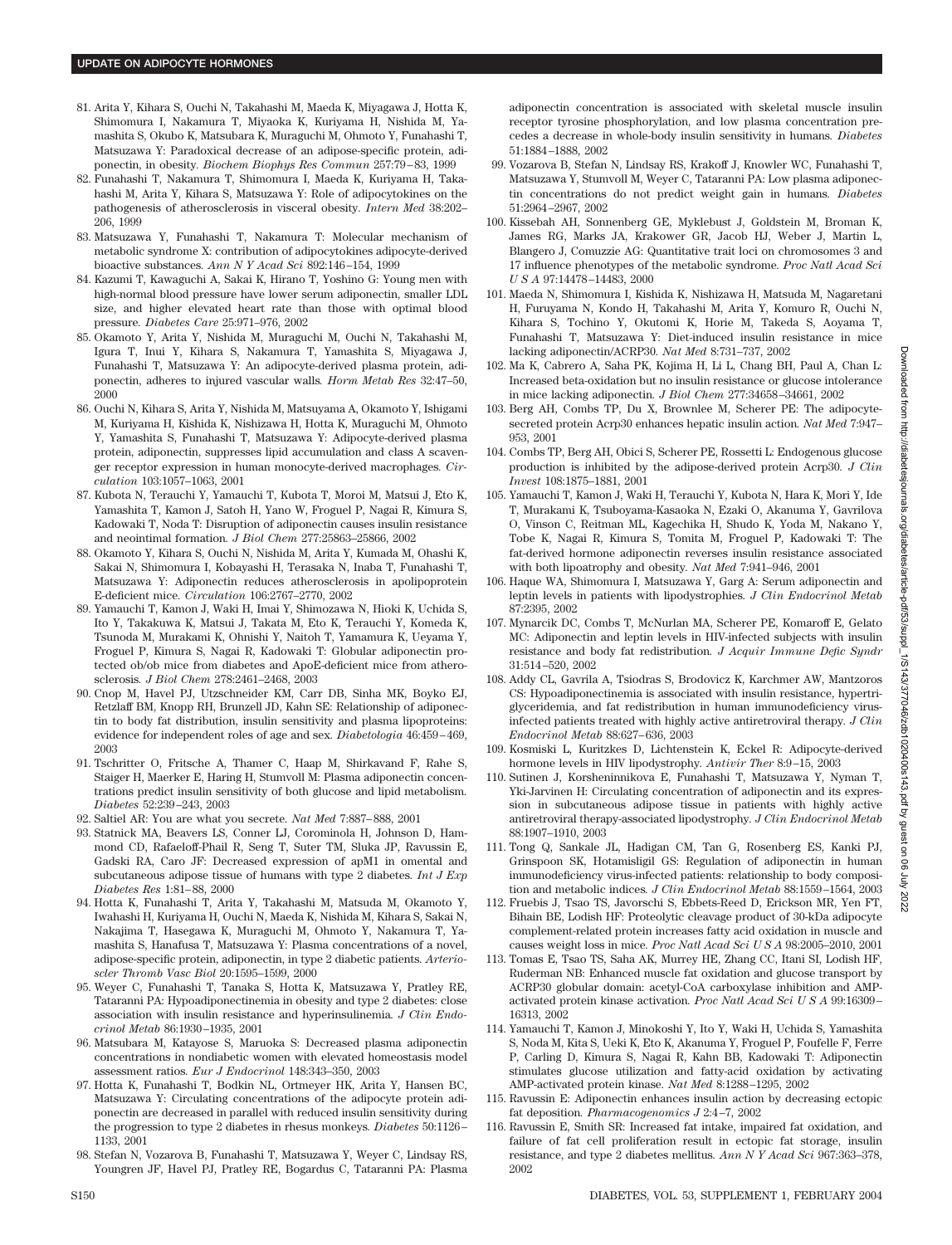81. Arita Y, Kihara S, Ouchi N, Takahashi M, Maeda K, Miyagawa J, Hotta K, Shimomura I, Nakamura T, Miyaoka K, Kuriyama H, Nishida M, Yamashita S, Okubo K, Matsubara K, Muraguchi M, Ohmoto Y, Funahashi T, Matsuzawa Y: Paradoxical decrease of an adipose-specific protein, adiponectin, in obesity. *Biochem Biophys Res Commun* 257:79–83, 1999
82. Funahashi T, Nakamura T, Shimomura I, Maeda K, Kuriyama H, Takahashi M, Arita Y, Kihara S, Matsuzawa Y: Role of adipocytokines on the pathogenesis of atherosclerosis in visceral obesity. *Intern Med* 38:202–206, 1999
83. Matsuzawa Y, Funahashi T, Nakamura T: Molecular mechanism of metabolic syndrome X: contribution of adipocytokines adipocyte-derived bioactive substances. *Ann N Y Acad Sci* 892:146–154, 1999
84. Kazumi T, Kawaguchi A, Sakai K, Hirano T, Yoshino G: Young men with high-normal blood pressure have lower serum adiponectin, smaller LDL size, and higher elevated heart rate than those with optimal blood pressure. *Diabetes Care* 25:971–976, 2002
85. Okamoto Y, Arita Y, Nishida M, Muraguchi M, Ouchi N, Takahashi M, Igura T, Inui Y, Kihara S, Nakamura T, Yamashita S, Miyagawa J, Funahashi T, Matsuzawa Y: An adipocyte-derived plasma protein, adiponectin, adheres to injured vascular walls. *Horm Metab Res* 32:47–50, 2000
86. Ouchi N, Kihara S, Arita Y, Nishida M, Matsuyama A, Okamoto Y, Ishigami M, Kuriyama H, Kishida K, Nishizawa H, Hotta K, Muraguchi M, Ohmoto Y, Yamashita S, Funahashi T, Matsuzawa Y: Adipocyte-derived plasma protein, adiponectin, suppresses lipid accumulation and class A scavenger receptor expression in human monocyte-derived macrophages. *Circulation* 103:1057–1063, 2001
87. Kubota N, Terauchi Y, Yamauchi T, Kubota T, Moroi M, Matsui J, Eto K, Yamashita T, Kamon J, Satoh H, Yano W, Froguel P, Nagai R, Kimura S, Kadowaki T, Noda T: Disruption of adiponectin causes insulin resistance and neointimal formation. *J Biol Chem* 277:25863–25866, 2002
88. Okamoto Y, Kihara S, Ouchi N, Nishida M, Arita Y, Kumada M, Ohashi K, Sakai N, Shimomura I, Kobayashi H, Terasaka N, Inaba T, Funahashi T, Matsuzawa Y: Adiponectin reduces atherosclerosis in apolipoprotein E-deficient mice. *Circulation* 106:2767–2770, 2002
89. Yamauchi T, Kamon J, Waki H, Imai Y, Shimozawa N, Hioki K, Uchida S, Ito Y, Takakuwa K, Matsui J, Takata M, Eto K, Terauchi Y, Komeda K, Tsunoda M, Murakami K, Ohnishi Y, Naitoh T, Yamamura K, Ueyama Y, Froguel P, Kimura S, Nagai R, Kadowaki T: Globular adiponectin protected ob/ob mice from diabetes and ApoE-deficient mice from atherosclerosis. *J Biol Chem* 278:2461–2468, 2003
90. Cnop M, Havel PJ, Utzschneider KM, Carr DB, Sinha MK, Boyko EJ, Retzlaff BM, Knopp RH, Brunzell JD, Kahn SE: Relationship of adiponectin to body fat distribution, insulin sensitivity and plasma lipoproteins: evidence for independent roles of age and sex. *Diabetologia* 46:459–469, 2003
91. Tschritter O, Fritsche A, Thamer C, Haap M, Shirkavand F, Rahe S, Staiger H, Maerker E, Haring H, Stumvoll M: Plasma adiponectin concentrations predict insulin sensitivity of both glucose and lipid metabolism. *Diabetes* 52:239–243, 2003
92. Saltiel AR: You are what you secrete. *Nat Med* 7:887–888, 2001
93. Statnick MA, Beavers LS, Conner LJ, Corominola H, Johnson D, Hammond CD, Rafaeloff-Phail R, Seng T, Suter TM, Sluka JP, Ravussin E, Gadski RA, Caro JF: Decreased expression of apM1 in omental and subcutaneous adipose tissue of humans with type 2 diabetes. *Int J Exp Diabetes Res* 1:81–88, 2000
94. Hotta K, Funahashi T, Arita Y, Takahashi M, Matsuda M, Okamoto Y, Iwahashi H, Kuriyama H, Ouchi N, Maeda K, Nishida M, Kihara S, Sakai N, Nakajima T, Hasegawa K, Muraguchi M, Ohmoto Y, Nakamura T, Yamashita S, Hanafusa T, Matsuzawa Y: Plasma concentrations of a novel, adipose-specific protein, adiponectin, in type 2 diabetic patients. *Arterioscler Thromb Vasc Biol* 20:1595–1599, 2000
95. Weyer C, Funahashi T, Tanaka S, Hotta K, Matsuzawa Y, Pratley RE, Tataranni PA: Hypoadiponectinemia in obesity and type 2 diabetes: close association with insulin resistance and hyperinsulinemia. *J Clin Endocrinol Metab* 86:1930–1935, 2001
96. Matsubara M, Katayose S, Maruoka S: Decreased plasma adiponectin concentrations in nondiabetic women with elevated homeostasis model assessment ratios. *Eur J Endocrinol* 148:343–350, 2003
97. Hotta K, Funahashi T, Bodkin NL, Ortmeyer HK, Arita Y, Hansen BC, Matsuzawa Y: Circulating concentrations of the adipocyte protein adiponectin are decreased in parallel with reduced insulin sensitivity during the progression to type 2 diabetes in rhesus monkeys. *Diabetes* 50:1126–1133, 2001
98. Stefan N, Vozarova B, Funahashi T, Matsuzawa Y, Weyer C, Lindsay RS, Youngren JF, Havel PJ, Pratley RE, Bogardus C, Tataranni PA: Plasma adiponectin concentration is associated with skeletal muscle insulin receptor tyrosine phosphorylation, and low plasma concentration precedes a decrease in whole-body insulin sensitivity in humans. *Diabetes* 51:1884–1888, 2002
99. Vozarova B, Stefan N, Lindsay RS, Krakoff J, Knowler WC, Funahashi T, Matsuzawa Y, Stumvoll M, Weyer C, Tataranni PA: Low plasma adiponectin concentrations do not predict weight gain in humans. *Diabetes* 51:2964–2967, 2002
100. Kissebah AH, Sonnenberg GE, Myklebust J, Goldstein M, Broman K, James RG, Marks JA, Krakower GR, Jacob HJ, Weber J, Martin L, Blangero J, Comuzzie AG: Quantitative trait loci on chromosomes 3 and 17 influence phenotypes of the metabolic syndrome. *Proc Natl Acad Sci U S A* 97:14478–14483, 2000
101. Maeda N, Shimomura I, Kishida K, Nishizawa H, Matsuda M, Nagaretani H, Furuyama N, Kondo H, Takahashi M, Arita Y, Komuro R, Ouchi N, Kihara S, Tochino Y, Okutomi K, Horie M, Takeda S, Aoyama T, Funahashi T, Matsuzawa Y: Diet-induced insulin resistance in mice lacking adiponectin/ACRP30. *Nat Med* 8:731–737, 2002
102. Ma K, Cabrero A, Saha PK, Kojima H, Li L, Chang BH, Paul A, Chan L: Increased beta-oxidation but no insulin resistance or glucose intolerance in mice lacking adiponectin. *J Biol Chem* 277:34658–34661, 2002
103. Berg AH, Combs TP, Du X, Brownlee M, Scherer PE: The adipocyte-secreted protein Acrp30 enhances hepatic insulin action. *Nat Med* 7:947–953, 2001
104. Combs TP, Berg AH, Obici S, Scherer PE, Rossetti L: Endogenous glucose production is inhibited by the adipose-derived protein Acrp30. *J Clin Invest* 108:1875–1881, 2001
105. Yamauchi T, Kamon J, Waki H, Terauchi Y, Kubota N, Hara K, Mori Y, Ide T, Murakami K, Tsuboyama-Kasaoka N, Ezaki O, Akanuma Y, Gavrilova O, Vinson C, Reitman ML, Kagechika H, Shudo K, Yoda M, Nakano Y, Tobe K, Nagai R, Kimura S, Tomita M, Froguel P, Kadowaki T: The fat-derived hormone adiponectin reverses insulin resistance associated with both lipoatrophy and obesity. *Nat Med* 7:941–946, 2001
106. Haque WA, Shimomura I, Matsuzawa Y, Garg A: Serum adiponectin and leptin levels in patients with lipodystrophies. *J Clin Endocrinol Metab* 87:2395, 2002
107. Mynarcik DC, Combs T, McNurlan MA, Scherer PE, Komaroff E, Gelato MC: Adiponectin and leptin levels in HIV-infected subjects with insulin resistance and body fat redistribution. *J Acquir Immune Defic Syndr* 31:514–520, 2002
108. Addy CL, Gavrila A, Tsiodras S, Brodovicz K, Karchmer AW, Mantzoros CS: Hypoadiponectinemia is associated with insulin resistance, hypertriglyceridemia, and fat redistribution in human immunodeficiency virus-infected patients treated with highly active antiretroviral therapy. *J Clin Endocrinol Metab* 88:627–636, 2003
109. Kosmiski L, Kuritzkes D, Lichtenstein K, Eckel R: Adipocyte-derived hormone levels in HIV lipodystrophy. *Antivir Ther* 8:9–15, 2003
110. Sutinen J, Korsheninnikova E, Funahashi T, Matsuzawa Y, Nyman T, Yki-Jarvinen H: Circulating concentration of adiponectin and its expression in subcutaneous adipose tissue in patients with highly active antiretroviral therapy-associated lipodystrophy. *J Clin Endocrinol Metab* 88:1907–1910, 2003
111. Tong Q, Sankale JL, Hadigan CM, Tan G, Rosenberg ES, Kanki PJ, Grinspoon SK, Hotamisligil GS: Regulation of adiponectin in human immunodeficiency virus-infected patients: relationship to body composition and metabolic indices. *J Clin Endocrinol Metab* 88:1559–1564, 2003
112. Fruebis J, Tsao TS, Javorschi S, Ebbets-Reed D, Erickson MR, Yen FT, Bihain BE, Lodish HF: Proteolytic cleavage product of 30-kDa adipocyte complement-related protein increases fatty acid oxidation in muscle and causes weight loss in mice. *Proc Natl Acad Sci U S A* 98:2005–2010, 2001
113. Tomas E, Tsao TS, Saha AK, Murrey HE, Zhang CC, Itani SI, Lodish HF, Ruderman NB: Enhanced muscle fat oxidation and glucose transport by ACRP30 globular domain: acetyl-CoA carboxylase inhibition and AMP-activated protein kinase activation. *Proc Natl Acad Sci U S A* 99:16309–16313, 2002
114. Yamauchi T, Kamon J, Minokoshi Y, Ito Y, Waki H, Uchida S, Yamashita S, Noda M, Kita S, Ueki K, Eto K, Akanuma Y, Froguel P, Foufelle F, Ferre P, Carling D, Kimura S, Nagai R, Kahn BB, Kadowaki T: Adiponectin stimulates glucose utilization and fatty-acid oxidation by activating AMP-activated protein kinase. *Nat Med* 8:1288–1295, 2002
115. Ravussin E: Adiponectin enhances insulin action by decreasing ectopic fat deposition. *Pharmacogenomics J* 2:4–7, 2002
116. Ravussin E, Smith SR: Increased fat intake, impaired fat oxidation, and failure of fat cell proliferation result in ectopic fat storage, insulin resistance, and type 2 diabetes mellitus. *Ann N Y Acad Sci* 967:363–378, 2002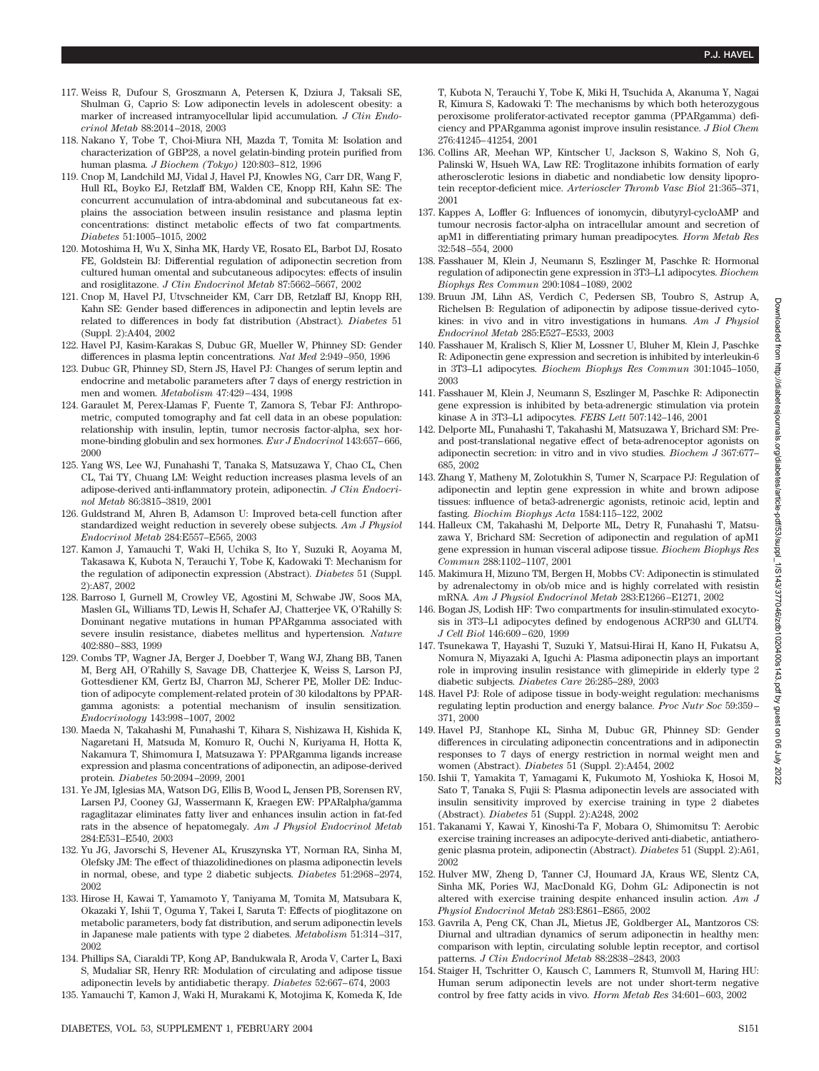117. Weiss R, Dufour S, Groszmann A, Petersen K, Dziura J, Taksali SE, Shulman G, Caprio S: Low adiponectin levels in adolescent obesity: a marker of increased intramyocellular lipid accumulation. *J Clin Endocrinol Metab* 88:2014–2018, 2003

118. Nakano Y, Tobe T, Choi-Miura NH, Mazda T, Tomita M: Isolation and characterization of GBP28, a novel gelatin-binding protein purified from human plasma. *J Biochem (Tokyo)* 120:803–812, 1996

119. Cnop M, Landchild MJ, Vidal J, Havel PJ, Knowles NG, Carr DR, Wang F, Hull RL, Boyko EJ, Retzlaff BM, Walden CE, Knopp RH, Kahn SE: The concurrent accumulation of intra-abdominal and subcutaneous fat explains the association between insulin resistance and plasma leptin concentrations: distinct metabolic effects of two fat compartments. *Diabetes* 51:1005–1015, 2002

120. Motoshima H, Wu X, Sinha MK, Hardy VE, Rosato EL, Barbot DJ, Rosato FE, Goldstein BJ: Differential regulation of adiponectin secretion from cultured human omental and subcutaneous adipocytes: effects of insulin and rosiglitazone. *J Clin Endocrinol Metab* 87:5662–5667, 2002

121. Cnop M, Havel PJ, Utvschneider KM, Carr DB, Retzlaff BJ, Knopp RH, Kahn SE: Gender based differences in adiponectin and leptin levels are related to differences in body fat distribution (Abstract). *Diabetes* 51 (Suppl. 2):A404, 2002

122. Havel PJ, Kasim-Karakas S, Dubuc GR, Mueller W, Phinney SD: Gender differences in plasma leptin concentrations. *Nat Med* 2:949–950, 1996

123. Dubuc GR, Phinney SD, Stern JS, Havel PJ: Changes of serum leptin and endocrine and metabolic parameters after 7 days of energy restriction in men and women. *Metabolism* 47:429–434, 1998

124. Garaulet M, Perex-Llamas F, Fuente T, Zamora S, Tebar FJ: Anthropometric, computed tomography and fat cell data in an obese population: relationship with insulin, leptin, tumor necrosis factor-alpha, sex hormone-binding globulin and sex hormones. *Eur J Endocrinol* 143:657–666, 2000

125. Yang WS, Lee WJ, Funahashi T, Tanaka S, Matsuzawa Y, Chao CL, Chen CL, Tai TY, Chuang LM: Weight reduction increases plasma levels of an adipose-derived anti-inflammatory protein, adiponectin. *J Clin Endocrinol Metab* 86:3815–3819, 2001

126. Guldstrand M, Ahren B, Adamson U: Improved beta-cell function after standardized weight reduction in severely obese subjects. *Am J Physiol Endocrinol Metab* 284:E557–E565, 2003

127. Kamon J, Yamauchi T, Waki H, Uchika S, Ito Y, Suzuki R, Aoyama M, Takasawa K, Kubota N, Terauchi Y, Tobe K, Kadowaki T: Mechanism for the regulation of adiponectin expression (Abstract). *Diabetes* 51 (Suppl. 2):A87, 2002

128. Barroso I, Gurnell M, Crowley VE, Agostini M, Schwabe JW, Soos MA, Maslen GL, Williams TD, Lewis H, Schafer AJ, Chatterjee VK, O'Rahilly S: Dominant negative mutations in human PPARgamma associated with severe insulin resistance, diabetes mellitus and hypertension. *Nature* 402:880–883, 1999

129. Combs TP, Wagner JA, Berger J, Doebber T, Wang WJ, Zhang BB, Tanen M, Berg AH, O'Rahilly S, Savage DB, Chatterjee K, Weiss S, Larson PJ, Gottesdiener KM, Gertz BJ, Charron MJ, Scherer PE, Moller DE: Induction of adipocyte complement-related protein of 30 kilodaltons by PPARgamma agonists: a potential mechanism of insulin sensitization. *Endocrinology* 143:998–1007, 2002

130. Maeda N, Takahashi M, Funahashi T, Kihara S, Nishizawa H, Kishida K, Nagaretani H, Matsuda M, Komuro R, Ouchi N, Kuriyama H, Hotta K, Nakamura T, Shimomura I, Matsuzawa Y: PPARgamma ligands increase expression and plasma concentrations of adiponectin, an adipose-derived protein. *Diabetes* 50:2094–2099, 2001

131. Ye JM, Iglesias MA, Watson DG, Ellis B, Wood L, Jensen PB, Sorensen RV, Larsen PJ, Cooney GJ, Wassermann K, Kraegen EW: PPARalpha/gamma ragaglitazar eliminates fatty liver and enhances insulin action in fat-fed rats in the absence of hepatomegaly. *Am J Physiol Endocrinol Metab* 284:E531–E540, 2003

132. Yu JG, Javorschi S, Hevener AL, Kruszynska YT, Norman RA, Sinha M, Olefsky JM: The effect of thiazolidinediones on plasma adiponectin levels in normal, obese, and type 2 diabetic subjects. *Diabetes* 51:2968–2974, 2002

133. Hirose H, Kawai T, Yamamoto Y, Taniyama M, Tomita M, Matsubara K, Okazaki Y, Ishii T, Oguma Y, Takei I, Saruta T: Effects of pioglitazone on metabolic parameters, body fat distribution, and serum adiponectin levels in Japanese male patients with type 2 diabetes. *Metabolism* 51:314–317, 2002

134. Phillips SA, Ciaraldi TP, Kong AP, Bandukwala R, Aroda V, Carter L, Baxi S, Mudaliar SR, Henry RR: Modulation of circulating and adipose tissue adiponectin levels by antidiabetic therapy. *Diabetes* 52:667–674, 2003

135. Yamauchi T, Kamon J, Waki H, Murakami K, Motojima K, Komeda K, Ide T, Kubota N, Terauchi Y, Tobe K, Miki H, Tsuchida A, Akanuma Y, Nagai R, Kimura S, Kadowaki T: The mechanisms by which both heterozygous peroxisome proliferator-activated receptor gamma (PPARgamma) deficiency and PPARgamma agonist improve insulin resistance. *J Biol Chem* 276:41245–41254, 2001

136. Collins AR, Meehan WP, Kintscher U, Jackson S, Wakino S, Noh G, Palinski W, Hsueh WA, Law RE: Troglitazone inhibits formation of early atherosclerotic lesions in diabetic and nondiabetic low density lipoprotein receptor-deficient mice. *Arterioscler Thromb Vasc Biol* 21:365–371, 2001

137. Kappes A, Loffler G: Influences of ionomycin, dibutyryl-cycloAMP and tumour necrosis factor-alpha on intracellular amount and secretion of apM1 in differentiating primary human preadipocytes. *Horm Metab Res* 32:548–554, 2000

138. Fasshauer M, Klein J, Neumann S, Eszlinger M, Paschke R: Hormonal regulation of adiponectin gene expression in 3T3–L1 adipocytes. *Biochem Biophys Res Commun* 290:1084–1089, 2002

139. Bruun JM, Lihn AS, Verdich C, Pedersen SB, Toubro S, Astrup A, Richelsen B: Regulation of adiponectin by adipose tissue-derived cytokines: in vivo and in vitro investigations in humans. *Am J Physiol Endocrinol Metab* 285:E527–E533, 2003

140. Fasshauer M, Kralisch S, Klier M, Lossner U, Bluher M, Klein J, Paschke R: Adiponectin gene expression and secretion is inhibited by interleukin-6 in 3T3–L1 adipocytes. *Biochem Biophys Res Commun* 301:1045–1050, 2003

141. Fasshauer M, Klein J, Neumann S, Eszlinger M, Paschke R: Adiponectin gene expression is inhibited by beta-adrenergic stimulation via protein kinase A in 3T3–L1 adipocytes. *FEBS Lett* 507:142–146, 2001

142. Delporte ML, Funahashi T, Takahashi M, Matsuzawa Y, Brichard SM: Pre- and post-translational negative effect of beta-adrenoceptor agonists on adiponectin secretion: in vitro and in vivo studies. *Biochem J* 367:677–685, 2002

143. Zhang Y, Matheny M, Zolotukhin S, Tumer N, Scarpace PJ: Regulation of adiponectin and leptin gene expression in white and brown adipose tissues: influence of beta3-adrenergic agonists, retinoic acid, leptin and fasting. *Biochim Biophys Acta* 1584:115–122, 2002

144. Halleux CM, Takahashi M, Delporte ML, Detry R, Funahashi T, Matsuzawa Y, Brichard SM: Secretion of adiponectin and regulation of apM1 gene expression in human visceral adipose tissue. *Biochem Biophys Res Commun* 288:1102–1107, 2001

145. Makimura H, Mizuno TM, Bergen H, Mobbs CV: Adiponectin is stimulated by adrenalectomy in ob/ob mice and is highly correlated with resistin mRNA. *Am J Physiol Endocrinol Metab* 283:E1266–E1271, 2002

146. Bogan JS, Lodish HF: Two compartments for insulin-stimulated exocytosis in 3T3–L1 adipocytes defined by endogenous ACRP30 and GLUT4. *J Cell Biol* 146:609–620, 1999

147. Tsunekawa T, Hayashi T, Suzuki Y, Matsui-Hirai H, Kano H, Fukatsu A, Nomura N, Miyazaki A, Iguchi A: Plasma adiponectin plays an important role in improving insulin resistance with glimepiride in elderly type 2 diabetic subjects. *Diabetes Care* 26:285–289, 2003

148. Havel PJ: Role of adipose tissue in body-weight regulation: mechanisms regulating leptin production and energy balance. *Proc Nutr Soc* 59:359–371, 2000

149. Havel PJ, Stanhope KL, Sinha M, Dubuc GR, Phinney SD: Gender differences in circulating adiponectin concentrations and in adiponectin responses to 7 days of energy restriction in normal weight men and women (Abstract). *Diabetes* 51 (Suppl. 2):A454, 2002

150. Ishii T, Yamakita T, Yamagami K, Fukumoto M, Yoshioka K, Hosoi M, Sato T, Tanaka S, Fujii S: Plasma adiponectin levels are associated with insulin sensitivity improved by exercise training in type 2 diabetes (Abstract). *Diabetes* 51 (Suppl. 2):A248, 2002

151. Takanami Y, Kawai Y, Kinoshi-Ta F, Mobara O, Shimomitsu T: Aerobic exercise training increases an adipocyte-derived anti-diabetic, antiatherogenic plasma protein, adiponectin (Abstract). *Diabetes* 51 (Suppl. 2):A61, 2002

152. Hulver MW, Zheng D, Tanner CJ, Houmard JA, Kraus WE, Slentz CA, Sinha MK, Pories WJ, MacDonald KG, Dohm GL: Adiponectin is not altered with exercise training despite enhanced insulin action. *Am J Physiol Endocrinol Metab* 283:E861–E865, 2002

153. Gavrila A, Peng CK, Chan JL, Mietus JE, Goldberger AL, Mantzoros CS: Diurnal and ultradian dynamics of serum adiponectin in healthy men: comparison with leptin, circulating soluble leptin receptor, and cortisol patterns. *J Clin Endocrinol Metab* 88:2838–2843, 2003

154. Staiger H, Tschritter O, Kausch C, Lammers R, Stumvoll M, Haring HU: Human serum adiponectin levels are not under short-term negative control by free fatty acids in vivo. *Horm Metab Res* 34:601–603, 2002